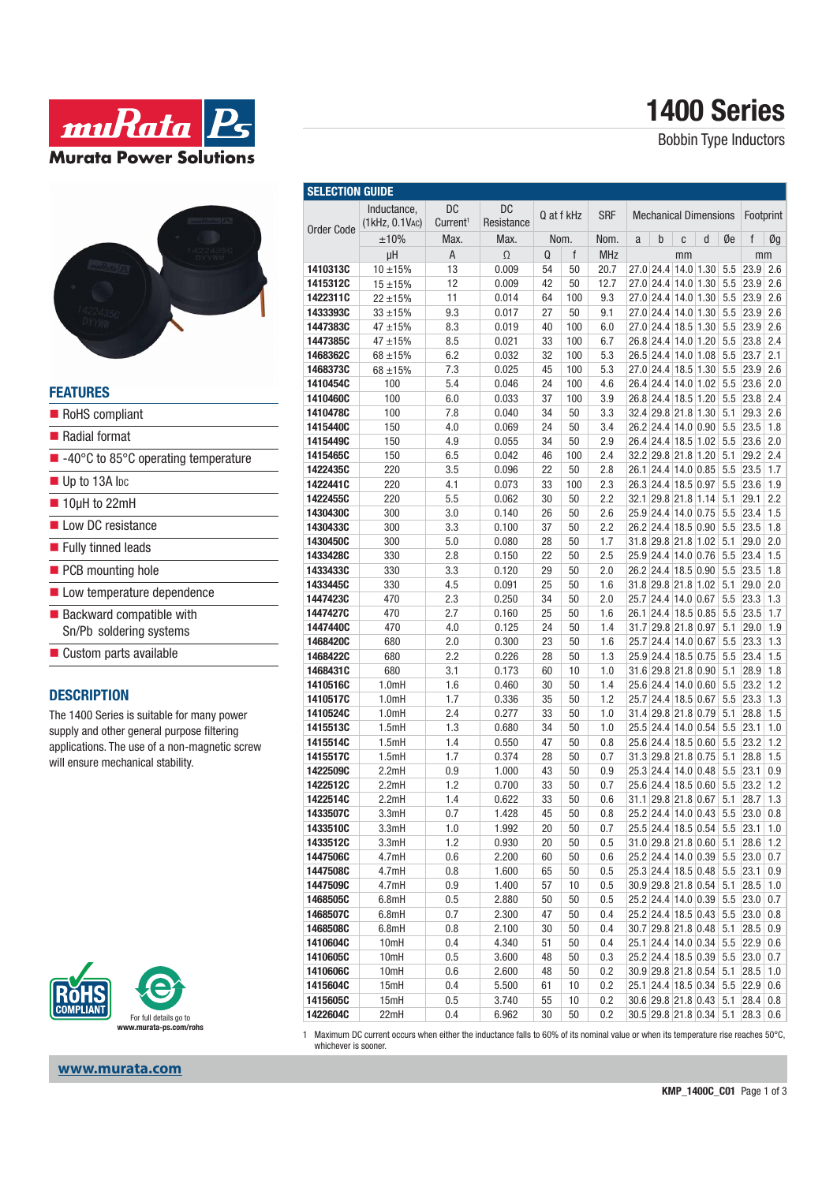# 1400 Series

Bobbin Type Inductors

## FEATURES

- RoHS compliant
- Radial format
- -40°C to 85°C operating temperature
- Up to 13A IDC
- 10µH to 22mH
- Low DC resistance
- Fully tinned leads
- PCB mounting hole
- Low temperature dependence
- Backward compatible with Sn/Pb soldering systems
- Custom parts available

## DESCRIPTION

The 1400 Series is suitable for many power supply and other general purpose filtering applications. The use of a non-magnetic screw will ensure mechanical stability.

For full details go to www.murata-ps.com/rohs

## SELECTION GUIDE

| Order Code | Inductance, (1kHz, 0.1VAC) | DC Current[1] | DC Resistance | Q at f kHz | | SRF | Mechanical Dimensions | | | | | Footprint | |
|---|---|---|---|---|---|---|---|---|---|---|---|---|---|
| | ±10% | Max. | Max. | Nom. | | Nom. | a | b | c | d | Øe | f | Øg |
| | µH | A | Ω | Q | f | MHz | mm | | | | | mm | |
| 1410313C | 10 ±15% | 13 | 0.009 | 54 | 50 | 20.7 | 27.0 | 24.4 | 14.0 | 1.30 | 5.5 | 23.9 | 2.6 |
| 1415312C | 15 ±15% | 12 | 0.009 | 42 | 50 | 12.7 | 27.0 | 24.4 | 14.0 | 1.30 | 5.5 | 23.9 | 2.6 |
| 1422311C | 22 ±15% | 11 | 0.014 | 64 | 100 | 9.3 | 27.0 | 24.4 | 14.0 | 1.30 | 5.5 | 23.9 | 2.6 |
| 1433393C | 33 ±15% | 9.3 | 0.017 | 27 | 50 | 9.1 | 27.0 | 24.4 | 14.0 | 1.30 | 5.5 | 23.9 | 2.6 |
| 1447383C | 47 ±15% | 8.3 | 0.019 | 40 | 100 | 6.0 | 27.0 | 24.4 | 18.5 | 1.30 | 5.5 | 23.9 | 2.6 |
| 1447385C | 47 ±15% | 8.5 | 0.021 | 33 | 100 | 6.7 | 26.8 | 24.4 | 14.0 | 1.20 | 5.5 | 23.8 | 2.4 |
| 1468362C | 68 ±15% | 6.2 | 0.032 | 32 | 100 | 5.3 | 26.5 | 24.4 | 14.0 | 1.08 | 5.5 | 23.7 | 2.1 |
| 1468373C | 68 ±15% | 7.3 | 0.025 | 45 | 100 | 5.3 | 27.0 | 24.4 | 18.5 | 1.30 | 5.5 | 23.9 | 2.6 |
| 1410454C | 100 | 5.4 | 0.046 | 24 | 100 | 4.6 | 26.4 | 24.4 | 14.0 | 1.02 | 5.5 | 23.6 | 2.0 |
| 1410460C | 100 | 6.0 | 0.033 | 37 | 100 | 3.9 | 26.8 | 24.4 | 18.5 | 1.20 | 5.5 | 23.8 | 2.4 |
| 1410478C | 100 | 7.8 | 0.040 | 34 | 50 | 3.3 | 32.4 | 29.8 | 21.8 | 1.30 | 5.1 | 29.3 | 2.6 |
| 1415440C | 150 | 4.0 | 0.069 | 24 | 50 | 3.4 | 26.2 | 24.4 | 14.0 | 0.90 | 5.5 | 23.5 | 1.8 |
| 1415449C | 150 | 4.9 | 0.055 | 34 | 50 | 2.9 | 26.4 | 24.4 | 18.5 | 1.02 | 5.5 | 23.6 | 2.0 |
| 1415465C | 150 | 6.5 | 0.042 | 46 | 100 | 2.4 | 32.2 | 29.8 | 21.8 | 1.20 | 5.1 | 29.2 | 2.4 |
| 1422435C | 220 | 3.5 | 0.096 | 22 | 50 | 2.8 | 26.1 | 24.4 | 14.0 | 0.85 | 5.5 | 23.5 | 1.7 |
| 1422441C | 220 | 4.1 | 0.073 | 33 | 100 | 2.3 | 26.3 | 24.4 | 18.5 | 0.97 | 5.5 | 23.6 | 1.9 |
| 1422455C | 220 | 5.5 | 0.062 | 30 | 50 | 2.2 | 32.1 | 29.8 | 21.8 | 1.14 | 5.1 | 29.1 | 2.2 |
| 1430430C | 300 | 3.0 | 0.140 | 26 | 50 | 2.6 | 25.9 | 24.4 | 14.0 | 0.75 | 5.5 | 23.4 | 1.5 |
| 1430433C | 300 | 3.3 | 0.100 | 37 | 50 | 2.2 | 26.2 | 24.4 | 18.5 | 0.90 | 5.5 | 23.5 | 1.8 |
| 1430450C | 300 | 5.0 | 0.080 | 28 | 50 | 1.7 | 31.8 | 29.8 | 21.8 | 1.02 | 5.1 | 29.0 | 2.0 |
| 1433428C | 330 | 2.8 | 0.150 | 22 | 50 | 2.5 | 25.9 | 24.4 | 14.0 | 0.76 | 5.5 | 23.4 | 1.5 |
| 1433433C | 330 | 3.3 | 0.120 | 29 | 50 | 2.0 | 26.2 | 24.4 | 18.5 | 0.90 | 5.5 | 23.5 | 1.8 |
| 1433445C | 330 | 4.5 | 0.091 | 25 | 50 | 1.6 | 31.8 | 29.8 | 21.8 | 1.02 | 5.1 | 29.0 | 2.0 |
| 1447423C | 470 | 2.3 | 0.250 | 34 | 50 | 2.0 | 25.7 | 24.4 | 14.0 | 0.67 | 5.5 | 23.3 | 1.3 |
| 1447427C | 470 | 2.7 | 0.160 | 25 | 50 | 1.6 | 26.1 | 24.4 | 18.5 | 0.85 | 5.5 | 23.5 | 1.7 |
| 1447440C | 470 | 4.0 | 0.125 | 24 | 50 | 1.4 | 31.7 | 29.8 | 21.8 | 0.97 | 5.1 | 29.0 | 1.9 |
| 1468420C | 680 | 2.0 | 0.300 | 23 | 50 | 1.6 | 25.7 | 24.4 | 14.0 | 0.67 | 5.5 | 23.3 | 1.3 |
| 1468422C | 680 | 2.2 | 0.226 | 28 | 50 | 1.3 | 25.9 | 24.4 | 18.5 | 0.75 | 5.5 | 23.4 | 1.5 |
| 1468431C | 680 | 3.1 | 0.173 | 60 | 10 | 1.0 | 31.6 | 29.8 | 21.8 | 0.90 | 5.1 | 28.9 | 1.8 |
| 1410516C | 1.0mH | 1.6 | 0.460 | 30 | 50 | 1.4 | 25.6 | 24.4 | 14.0 | 0.60 | 5.5 | 23.2 | 1.2 |
| 1410517C | 1.0mH | 1.7 | 0.336 | 35 | 50 | 1.2 | 25.7 | 24.4 | 18.5 | 0.67 | 5.5 | 23.3 | 1.3 |
| 1410524C | 1.0mH | 2.4 | 0.277 | 33 | 50 | 1.0 | 31.4 | 29.8 | 21.8 | 0.79 | 5.1 | 28.8 | 1.5 |
| 1415513C | 1.5mH | 1.3 | 0.680 | 34 | 50 | 1.0 | 25.5 | 24.4 | 14.0 | 0.54 | 5.5 | 23.1 | 1.0 |
| 1415514C | 1.5mH | 1.4 | 0.550 | 47 | 50 | 0.8 | 25.6 | 24.4 | 18.5 | 0.60 | 5.5 | 23.2 | 1.2 |
| 1415517C | 1.5mH | 1.7 | 0.374 | 28 | 50 | 0.7 | 31.3 | 29.8 | 21.8 | 0.75 | 5.1 | 28.8 | 1.5 |
| 1422509C | 2.2mH | 0.9 | 1.000 | 43 | 50 | 0.9 | 25.3 | 24.4 | 14.0 | 0.48 | 5.5 | 23.1 | 0.9 |
| 1422512C | 2.2mH | 1.2 | 0.700 | 33 | 50 | 0.7 | 25.6 | 24.4 | 18.5 | 0.60 | 5.5 | 23.2 | 1.2 |
| 1422514C | 2.2mH | 1.4 | 0.622 | 33 | 50 | 0.6 | 31.1 | 29.8 | 21.8 | 0.67 | 5.1 | 28.7 | 1.3 |
| 1433507C | 3.3mH | 0.7 | 1.428 | 45 | 50 | 0.8 | 25.2 | 24.4 | 14.0 | 0.43 | 5.5 | 23.0 | 0.8 |
| 1433510C | 3.3mH | 1.0 | 1.992 | 20 | 50 | 0.7 | 25.5 | 24.4 | 18.5 | 0.54 | 5.5 | 23.1 | 1.0 |
| 1433512C | 3.3mH | 1.2 | 0.930 | 20 | 50 | 0.5 | 31.0 | 29.8 | 21.8 | 0.60 | 5.1 | 28.6 | 1.2 |
| 1447506C | 4.7mH | 0.6 | 2.200 | 60 | 50 | 0.6 | 25.2 | 24.4 | 14.0 | 0.39 | 5.5 | 23.0 | 0.7 |
| 1447508C | 4.7mH | 0.8 | 1.600 | 65 | 50 | 0.5 | 25.3 | 24.4 | 18.5 | 0.48 | 5.5 | 23.1 | 0.9 |
| 1447509C | 4.7mH | 0.9 | 1.400 | 57 | 10 | 0.5 | 30.9 | 29.8 | 21.8 | 0.54 | 5.1 | 28.5 | 1.0 |
| 1468505C | 6.8mH | 0.5 | 2.880 | 50 | 50 | 0.5 | 25.2 | 24.4 | 14.0 | 0.39 | 5.5 | 23.0 | 0.7 |
| 1468507C | 6.8mH | 0.7 | 2.300 | 47 | 50 | 0.4 | 25.2 | 24.4 | 18.5 | 0.43 | 5.5 | 23.0 | 0.8 |
| 1468508C | 6.8mH | 0.8 | 2.100 | 30 | 50 | 0.4 | 30.7 | 29.8 | 21.8 | 0.48 | 5.1 | 28.5 | 0.9 |
| 1410604C | 10mH | 0.4 | 4.340 | 51 | 50 | 0.4 | 25.1 | 24.4 | 14.0 | 0.34 | 5.5 | 22.9 | 0.6 |
| 1410605C | 10mH | 0.5 | 3.600 | 48 | 50 | 0.3 | 25.2 | 24.4 | 18.5 | 0.39 | 5.5 | 23.0 | 0.7 |
| 1410606C | 10mH | 0.6 | 2.600 | 48 | 50 | 0.2 | 30.9 | 29.8 | 21.8 | 0.54 | 5.1 | 28.5 | 1.0 |
| 1415604C | 15mH | 0.4 | 5.500 | 61 | 10 | 0.2 | 25.1 | 24.4 | 18.5 | 0.34 | 5.5 | 22.9 | 0.6 |
| 1415605C | 15mH | 0.5 | 3.740 | 55 | 10 | 0.2 | 30.6 | 29.8 | 21.8 | 0.43 | 5.1 | 28.4 | 0.8 |
| 1422604C | 22mH | 0.4 | 6.962 | 30 | 50 | 0.2 | 30.5 | 29.8 | 21.8 | 0.34 | 5.1 | 28.3 | 0.6 |

1 Maximum DC current occurs when either the inductance falls to 60% of its nominal value or when its temperature rise reaches 50°C, whichever is sooner.

www.murata.com

KMP_1400C_C01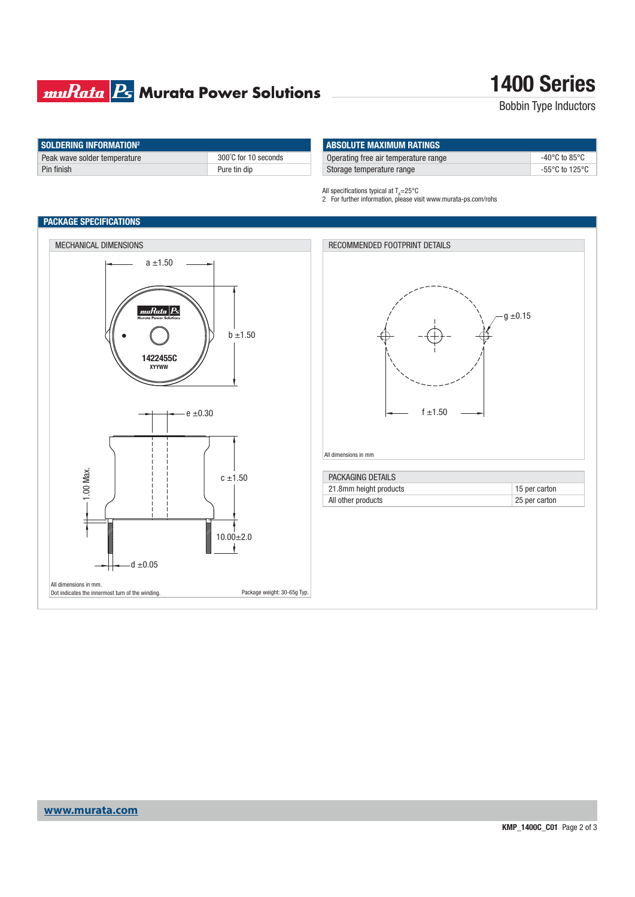# 1400 Series

Bobbin Type Inductors

| SOLDERING INFORMATION[2] | |
|---|---|
| Peak wave solder temperature | 300˚C for 10 seconds |
| Pin finish | Pure tin dip |

| ABSOLUTE MAXIMUM RATINGS | |
|---|---|
| Operating free air temperature range | -40°C to 85°C |
| Storage temperature range | -55°C to 125°C |

All specifications typical at $T_A$=25°C

2 For further information, please visit www.murata-ps.com/rohs

## PACKAGE SPECIFICATIONS

### MECHANICAL DIMENSIONS

a ±1.50

b ±1.50

1422455C
XYYWW

e ±0.30

c ±1.50

1.00 Max.

10.00±2.0

d ±0.05

All dimensions in mm.
Dot indicates the innermost turn of the winding.

Package weight: 30-65g Typ.

### RECOMMENDED FOOTPRINT DETAILS

g ±0.15

f ±1.50

All dimensions in mm

| PACKAGING DETAILS | |
|---|---|
| 21.8mm height products | 15 per carton |
| All other products | 25 per carton |

www.murata.com

KMP_1400C_C01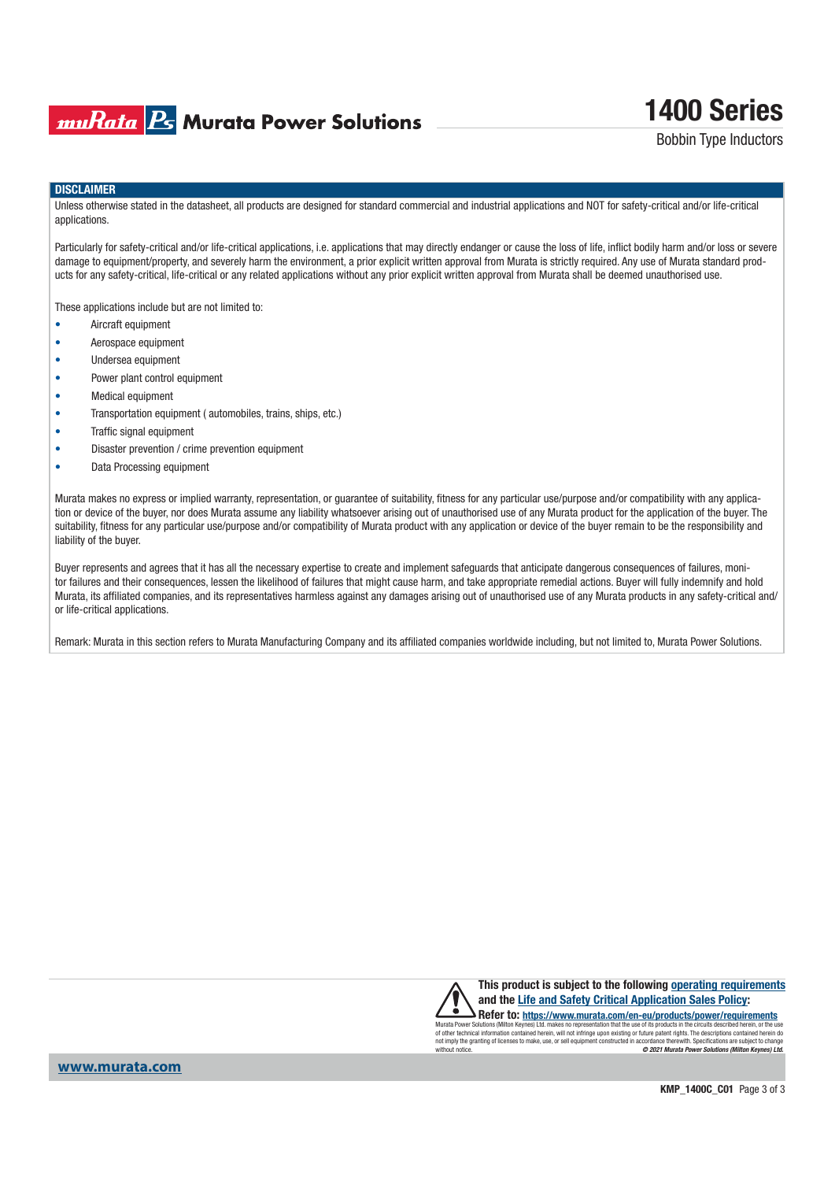## DISCLAIMER

Unless otherwise stated in the datasheet, all products are designed for standard commercial and industrial applications and NOT for safety-critical and/or life-critical applications.

Particularly for safety-critical and/or life-critical applications, i.e. applications that may directly endanger or cause the loss of life, inflict bodily harm and/or loss or severe damage to equipment/property, and severely harm the environment, a prior explicit written approval from Murata is strictly required. Any use of Murata standard products for any safety-critical, life-critical or any related applications without any prior explicit written approval from Murata shall be deemed unauthorised use.

These applications include but are not limited to:

- Aircraft equipment
- Aerospace equipment
- Undersea equipment
- Power plant control equipment
- Medical equipment
- Transportation equipment ( automobiles, trains, ships, etc.)
- Traffic signal equipment
- Disaster prevention / crime prevention equipment
- Data Processing equipment

Murata makes no express or implied warranty, representation, or guarantee of suitability, fitness for any particular use/purpose and/or compatibility with any application or device of the buyer, nor does Murata assume any liability whatsoever arising out of unauthorised use of any Murata product for the application of the buyer. The suitability, fitness for any particular use/purpose and/or compatibility of Murata product with any application or device of the buyer remain to be the responsibility and liability of the buyer.

Buyer represents and agrees that it has all the necessary expertise to create and implement safeguards that anticipate dangerous consequences of failures, monitor failures and their consequences, lessen the likelihood of failures that might cause harm, and take appropriate remedial actions. Buyer will fully indemnify and hold Murata, its affiliated companies, and its representatives harmless against any damages arising out of unauthorised use of any Murata products in any safety-critical and/or life-critical applications.

Remark: Murata in this section refers to Murata Manufacturing Company and its affiliated companies worldwide including, but not limited to, Murata Power Solutions.

**This product is subject to the following operating requirements and the Life and Safety Critical Application Sales Policy:**
**Refer to: https://www.murata.com/en-eu/products/power/requirements**

Murata Power Solutions (Milton Keynes) Ltd. makes no representation that the use of its products in the circuits described herein, or the use of other technical information contained herein, will not infringe upon existing or future patent rights. The descriptions contained herein do not imply the granting of licenses to make, use, or sell equipment constructed in accordance therewith. Specifications are subject to change without notice.

*© 2021 Murata Power Solutions (Milton Keynes) Ltd.*